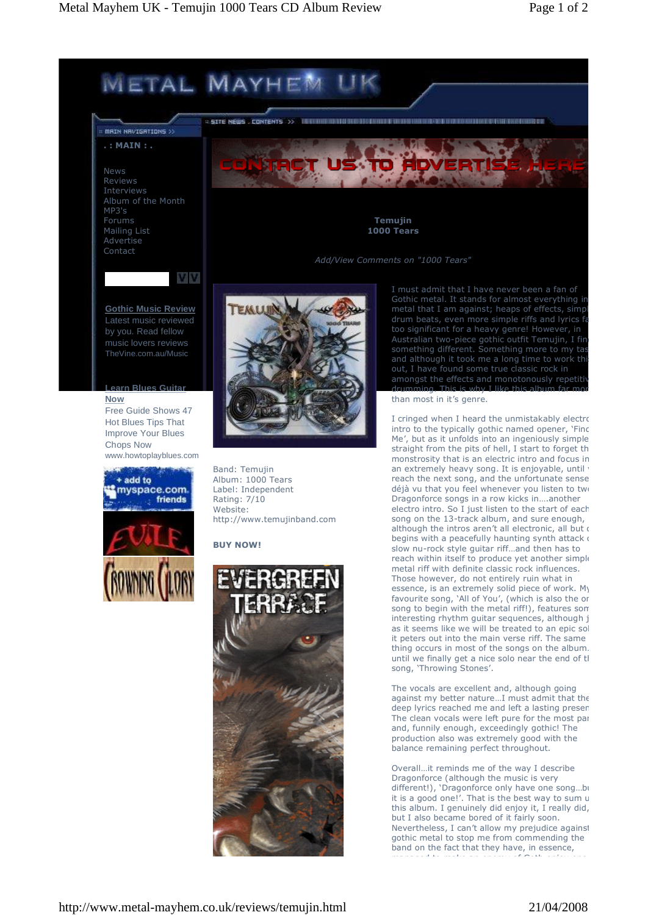. : MAIN : .

News
Reviews
Interviews
Album of the Month
MP3's
Forums
Mailing List
Advertise
Contact

**Gothic Music Review**
Latest music reviewed by you. Read fellow music lovers reviews
TheVine.com.au/Music

**Learn Blues Guitar Now**
Free Guide Shows 47 Hot Blues Tips That Improve Your Blues Chops Now
www.howtoplayblues.com

CONTACT US TO ADVERTISE HERE

**Temujin**
**1000 Tears**

*Add/View Comments on "1000 Tears"*

Band: Temujin
Album: 1000 Tears
Label: Independent
Rating: 7/10
Website:
http://www.temujinband.com

**BUY NOW!**

I must admit that I have never been a fan of Gothic metal. It stands for almost everything in metal that I am against; heaps of effects, simpl drum beats, even more simple riffs and lyrics fa too significant for a heavy genre! However, in Australian two-piece gothic outfit Temujin, I fin something different. Something more to my tas and although it took me a long time to work thi out, I have found some true classic rock in amongst the effects and monotonously repetitiv drumming. This is why I like this album far mor than most in it's genre.

I cringed when I heard the unmistakably electr intro to the typically gothic named opener, 'Find Me', but as it unfolds into an ingeniously simple straight from the pits of hell, I start to forget th monstrosity that is an electric intro and focus in an extremely heavy song. It is enjoyable, until reach the next song, and the unfortunate sense déjà vu that you feel whenever you listen to tw Dragonforce songs in a row kicks in….another electro intro. So I just listen to the start of each song on the 13-track album, and sure enough, although the intros aren't all electronic, all but begins with a peacefully haunting synth attack slow nu-rock style guitar riff…and then has to reach within itself to produce yet another simpl metal riff with definite classic rock influences. Those however, do not entirely ruin what in essence, is an extremely solid piece of work. My favourite song, 'All of You', (which is also the o song to begin with the metal riff!), features som interesting rhythm guitar sequences, although j as it seems like we will be treated to an epic sol it peters out into the main verse riff. The same thing occurs in most of the songs on the album. until we finally get a nice solo near the end of t song, 'Throwing Stones'.

The vocals are excellent and, although going against my better nature…I must admit that the deep lyrics reached me and left a lasting prese The clean vocals were left pure for the most pa and, funnily enough, exceedingly gothic! The production also was extremely good with the balance remaining perfect throughout.

Overall…it reminds me of the way I describe Dragonforce (although the music is very different!), 'Dragonforce only have one song…b it is a good one!'. That is the best way to sum u this album. I genuinely did enjoy it, I really did, but I also became bored of it fairly soon. Nevertheless, I can't allow my prejudice against gothic metal to stop me from commending the band on the fact that they have, in essence,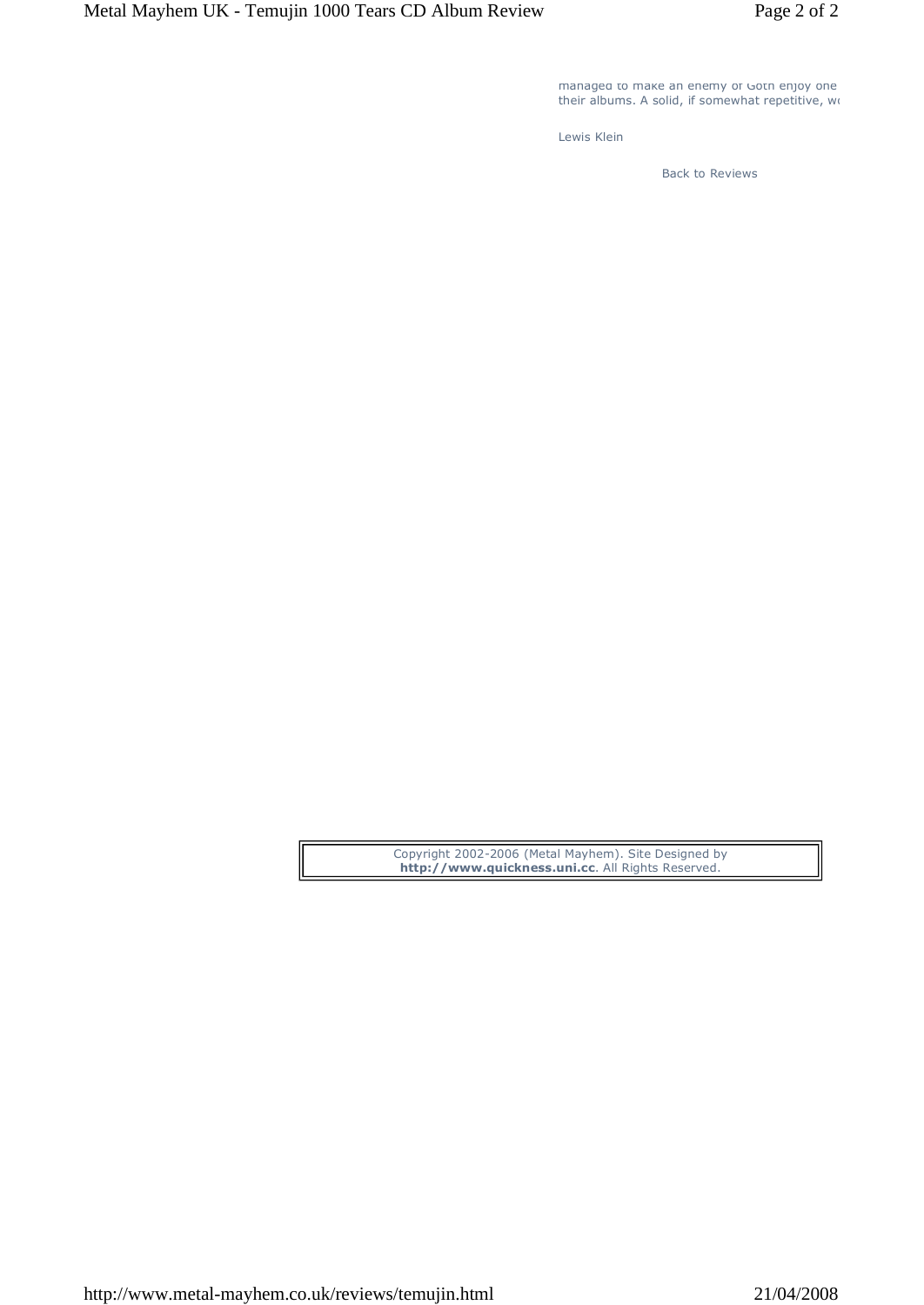managed to make an enemy of Goth enjoy one their albums. A solid, if somewhat repetitive, wo

Lewis Klein

Back to Reviews

Copyright 2002-2006 (Metal Mayhem). Site Designed by **http://www.quickness.uni.cc**. All Rights Reserved.